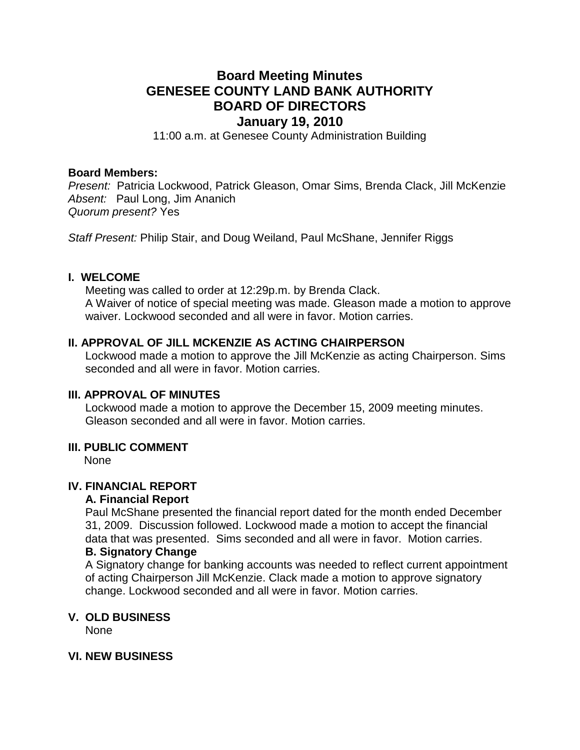# Board Meeting Minutes
# GENESEE COUNTY LAND BANK AUTHORITY
# BOARD OF DIRECTORS
## January 19, 2010

11:00 a.m. at Genesee County Administration Building

**Board Members:**
*Present:* Patricia Lockwood, Patrick Gleason, Omar Sims, Brenda Clack, Jill McKenzie
*Absent:* Paul Long, Jim Ananich
*Quorum present?* Yes

*Staff Present:* Philip Stair, and Doug Weiland, Paul McShane, Jennifer Riggs

### I. WELCOME

Meeting was called to order at 12:29p.m. by Brenda Clack.
A Waiver of notice of special meeting was made. Gleason made a motion to approve waiver. Lockwood seconded and all were in favor. Motion carries.

### II. APPROVAL OF JILL MCKENZIE AS ACTING CHAIRPERSON

Lockwood made a motion to approve the Jill McKenzie as acting Chairperson. Sims seconded and all were in favor. Motion carries.

### III. APPROVAL OF MINUTES

Lockwood made a motion to approve the December 15, 2009 meeting minutes. Gleason seconded and all were in favor. Motion carries.

### III. PUBLIC COMMENT

None

### IV. FINANCIAL REPORT

**A. Financial Report**

Paul McShane presented the financial report dated for the month ended December 31, 2009. Discussion followed. Lockwood made a motion to accept the financial data that was presented. Sims seconded and all were in favor. Motion carries.

**B. Signatory Change**

A Signatory change for banking accounts was needed to reflect current appointment of acting Chairperson Jill McKenzie. Clack made a motion to approve signatory change. Lockwood seconded and all were in favor. Motion carries.

### V. OLD BUSINESS

None

### VI. NEW BUSINESS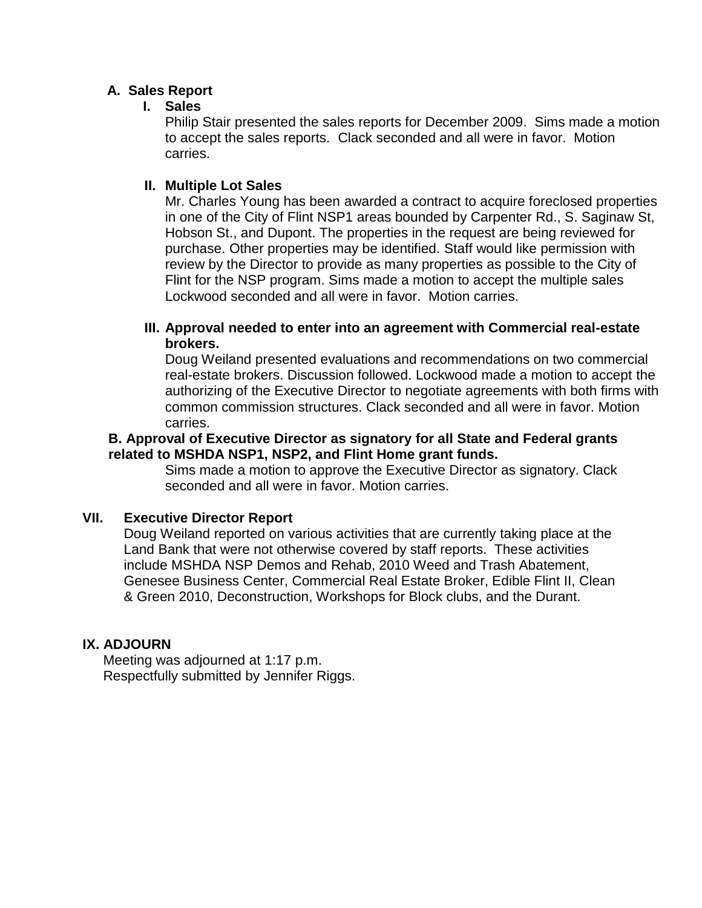**A. Sales Report**

**I. Sales**

Philip Stair presented the sales reports for December 2009. Sims made a motion to accept the sales reports. Clack seconded and all were in favor. Motion carries.

**II. Multiple Lot Sales**

Mr. Charles Young has been awarded a contract to acquire foreclosed properties in one of the City of Flint NSP1 areas bounded by Carpenter Rd., S. Saginaw St, Hobson St., and Dupont. The properties in the request are being reviewed for purchase. Other properties may be identified. Staff would like permission with review by the Director to provide as many properties as possible to the City of Flint for the NSP program. Sims made a motion to accept the multiple sales Lockwood seconded and all were in favor. Motion carries.

**III. Approval needed to enter into an agreement with Commercial real-estate brokers.**

Doug Weiland presented evaluations and recommendations on two commercial real-estate brokers. Discussion followed. Lockwood made a motion to accept the authorizing of the Executive Director to negotiate agreements with both firms with common commission structures. Clack seconded and all were in favor. Motion carries.

**B. Approval of Executive Director as signatory for all State and Federal grants related to MSHDA NSP1, NSP2, and Flint Home grant funds.**

Sims made a motion to approve the Executive Director as signatory. Clack seconded and all were in favor. Motion carries.

**VII. Executive Director Report**

Doug Weiland reported on various activities that are currently taking place at the Land Bank that were not otherwise covered by staff reports. These activities include MSHDA NSP Demos and Rehab, 2010 Weed and Trash Abatement, Genesee Business Center, Commercial Real Estate Broker, Edible Flint II, Clean & Green 2010, Deconstruction, Workshops for Block clubs, and the Durant.

**IX. ADJOURN**

Meeting was adjourned at 1:17 p.m.
Respectfully submitted by Jennifer Riggs.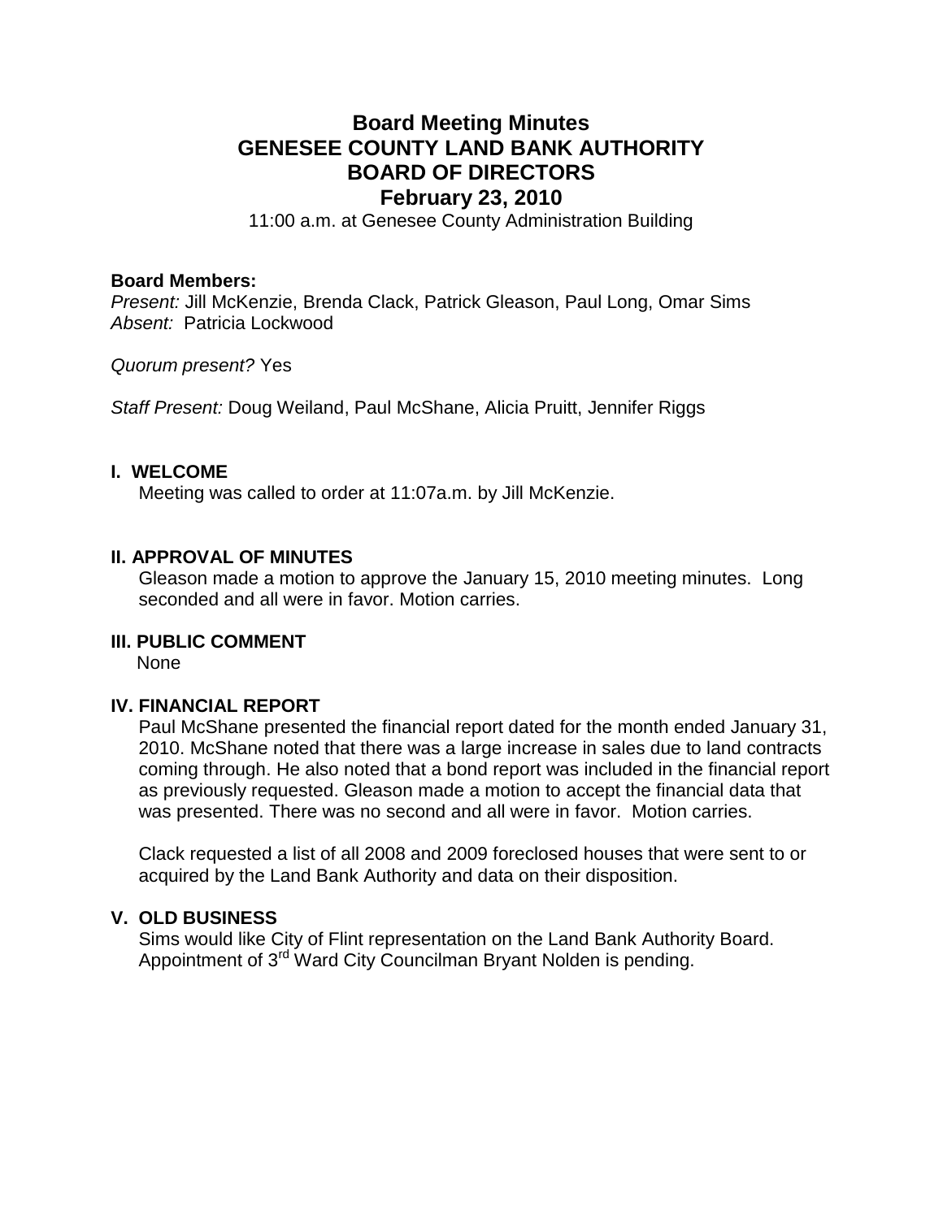# Board Meeting Minutes
# GENESEE COUNTY LAND BANK AUTHORITY
# BOARD OF DIRECTORS
# February 23, 2010

11:00 a.m. at Genesee County Administration Building

**Board Members:**
*Present:* Jill McKenzie, Brenda Clack, Patrick Gleason, Paul Long, Omar Sims
*Absent:* Patricia Lockwood

*Quorum present?* Yes

*Staff Present:* Doug Weiland, Paul McShane, Alicia Pruitt, Jennifer Riggs

## I. WELCOME

Meeting was called to order at 11:07a.m. by Jill McKenzie.

## II. APPROVAL OF MINUTES

Gleason made a motion to approve the January 15, 2010 meeting minutes. Long seconded and all were in favor. Motion carries.

## III. PUBLIC COMMENT

None

## IV. FINANCIAL REPORT

Paul McShane presented the financial report dated for the month ended January 31, 2010. McShane noted that there was a large increase in sales due to land contracts coming through. He also noted that a bond report was included in the financial report as previously requested. Gleason made a motion to accept the financial data that was presented. There was no second and all were in favor. Motion carries.

Clack requested a list of all 2008 and 2009 foreclosed houses that were sent to or acquired by the Land Bank Authority and data on their disposition.

## V. OLD BUSINESS

Sims would like City of Flint representation on the Land Bank Authority Board. Appointment of 3rd Ward City Councilman Bryant Nolden is pending.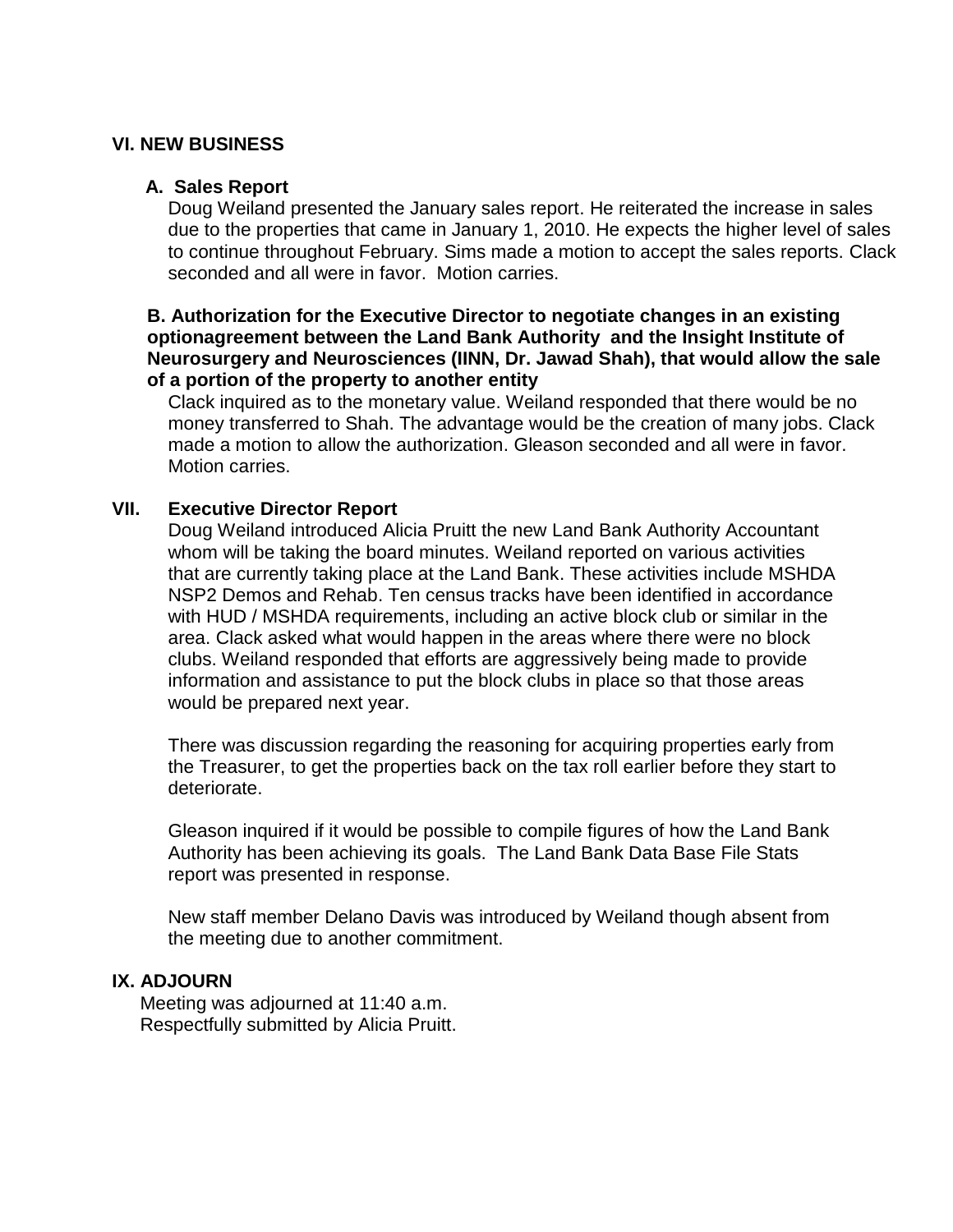## VI. NEW BUSINESS

### A. Sales Report

Doug Weiland presented the January sales report. He reiterated the increase in sales due to the properties that came in January 1, 2010. He expects the higher level of sales to continue throughout February. Sims made a motion to accept the sales reports. Clack seconded and all were in favor. Motion carries.

### B. Authorization for the Executive Director to negotiate changes in an existing optionagreement between the Land Bank Authority and the Insight Institute of Neurosurgery and Neurosciences (IINN, Dr. Jawad Shah), that would allow the sale of a portion of the property to another entity

Clack inquired as to the monetary value. Weiland responded that there would be no money transferred to Shah. The advantage would be the creation of many jobs. Clack made a motion to allow the authorization. Gleason seconded and all were in favor. Motion carries.

## VII. Executive Director Report

Doug Weiland introduced Alicia Pruitt the new Land Bank Authority Accountant whom will be taking the board minutes. Weiland reported on various activities that are currently taking place at the Land Bank. These activities include MSHDA NSP2 Demos and Rehab. Ten census tracks have been identified in accordance with HUD / MSHDA requirements, including an active block club or similar in the area. Clack asked what would happen in the areas where there were no block clubs. Weiland responded that efforts are aggressively being made to provide information and assistance to put the block clubs in place so that those areas would be prepared next year.

There was discussion regarding the reasoning for acquiring properties early from the Treasurer, to get the properties back on the tax roll earlier before they start to deteriorate.

Gleason inquired if it would be possible to compile figures of how the Land Bank Authority has been achieving its goals. The Land Bank Data Base File Stats report was presented in response.

New staff member Delano Davis was introduced by Weiland though absent from the meeting due to another commitment.

## IX. ADJOURN

Meeting was adjourned at 11:40 a.m.
Respectfully submitted by Alicia Pruitt.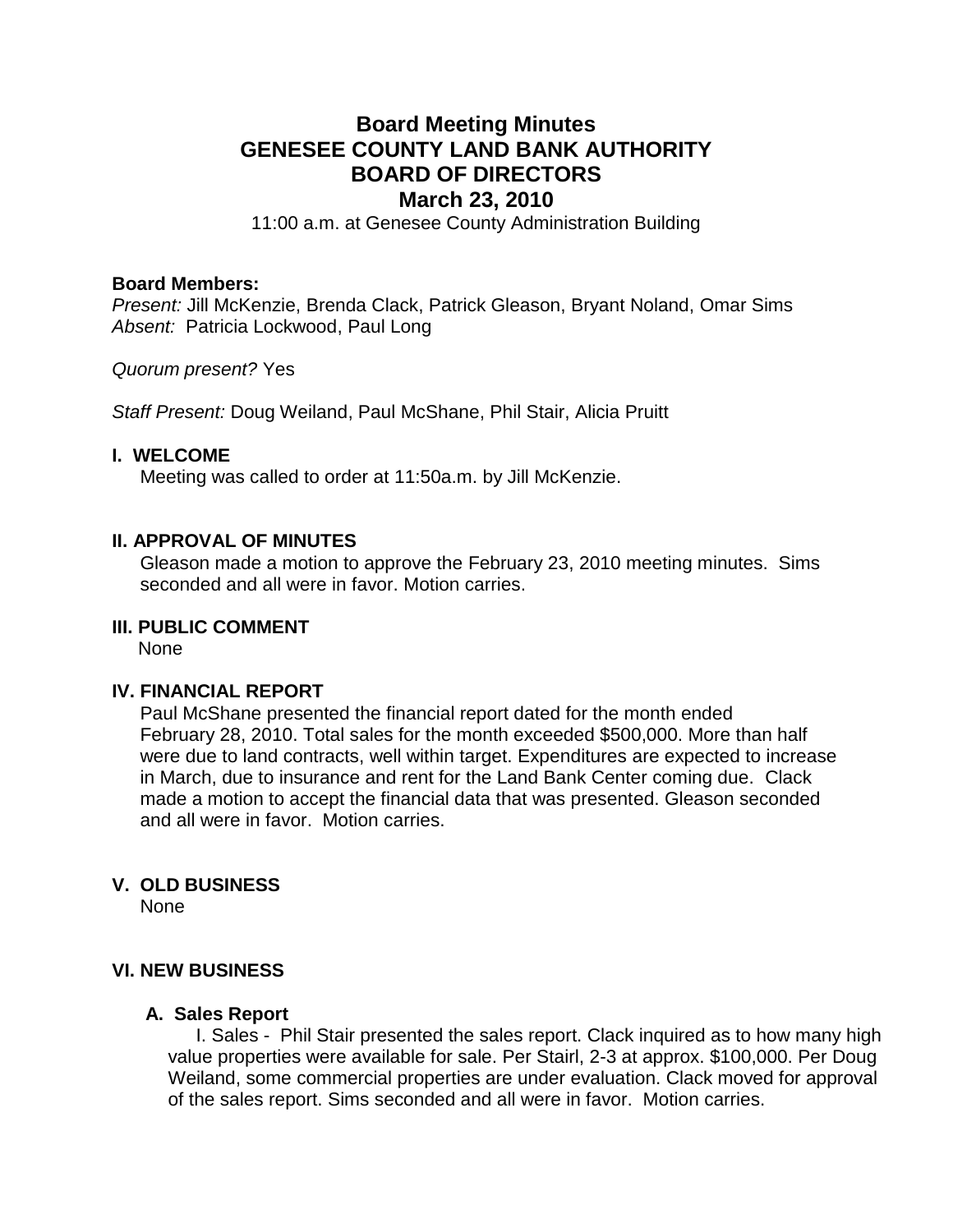# Board Meeting Minutes
# GENESEE COUNTY LAND BANK AUTHORITY
# BOARD OF DIRECTORS
# March 23, 2010

11:00 a.m. at Genesee County Administration Building

**Board Members:**
*Present:* Jill McKenzie, Brenda Clack, Patrick Gleason, Bryant Noland, Omar Sims
*Absent:* Patricia Lockwood, Paul Long

*Quorum present?* Yes

*Staff Present:* Doug Weiland, Paul McShane, Phil Stair, Alicia Pruitt

## I. WELCOME

Meeting was called to order at 11:50a.m. by Jill McKenzie.

## II. APPROVAL OF MINUTES

Gleason made a motion to approve the February 23, 2010 meeting minutes. Sims seconded and all were in favor. Motion carries.

## III. PUBLIC COMMENT

None

## IV. FINANCIAL REPORT

Paul McShane presented the financial report dated for the month ended February 28, 2010. Total sales for the month exceeded $500,000. More than half were due to land contracts, well within target. Expenditures are expected to increase in March, due to insurance and rent for the Land Bank Center coming due. Clack made a motion to accept the financial data that was presented. Gleason seconded and all were in favor. Motion carries.

## V. OLD BUSINESS

None

## VI. NEW BUSINESS

### A. Sales Report

I. Sales - Phil Stair presented the sales report. Clack inquired as to how many high value properties were available for sale. Per Stairl, 2-3 at approx. $100,000. Per Doug Weiland, some commercial properties are under evaluation. Clack moved for approval of the sales report. Sims seconded and all were in favor. Motion carries.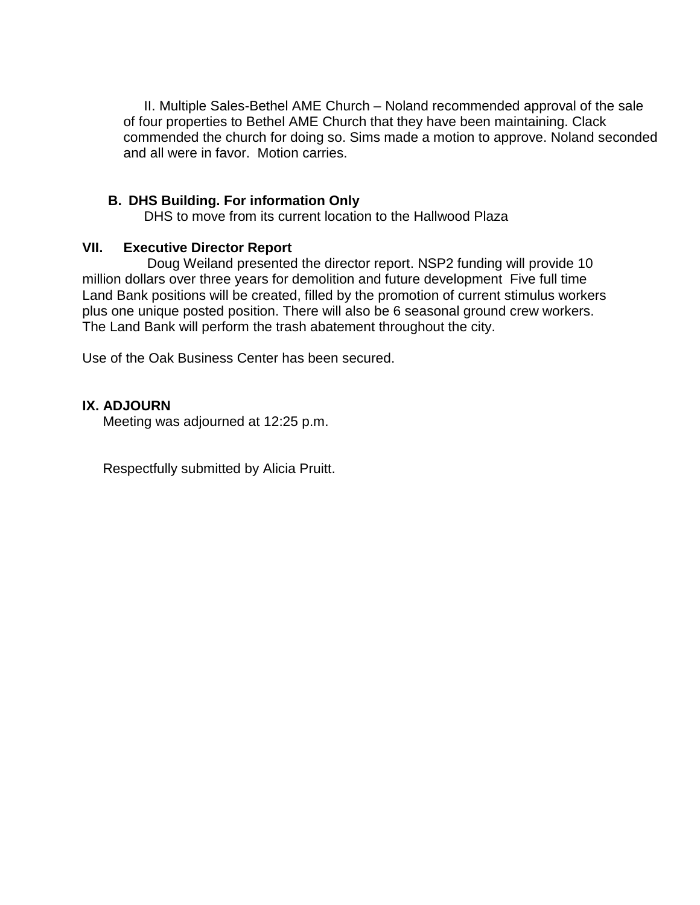II. Multiple Sales-Bethel AME Church – Noland recommended approval of the sale of four properties to Bethel AME Church that they have been maintaining. Clack commended the church for doing so. Sims made a motion to approve. Noland seconded and all were in favor. Motion carries.

**B. DHS Building. For information Only**

DHS to move from its current location to the Hallwood Plaza

## VII. Executive Director Report

Doug Weiland presented the director report. NSP2 funding will provide 10 million dollars over three years for demolition and future development Five full time Land Bank positions will be created, filled by the promotion of current stimulus workers plus one unique posted position. There will also be 6 seasonal ground crew workers. The Land Bank will perform the trash abatement throughout the city.

Use of the Oak Business Center has been secured.

## IX. ADJOURN

Meeting was adjourned at 12:25 p.m.

Respectfully submitted by Alicia Pruitt.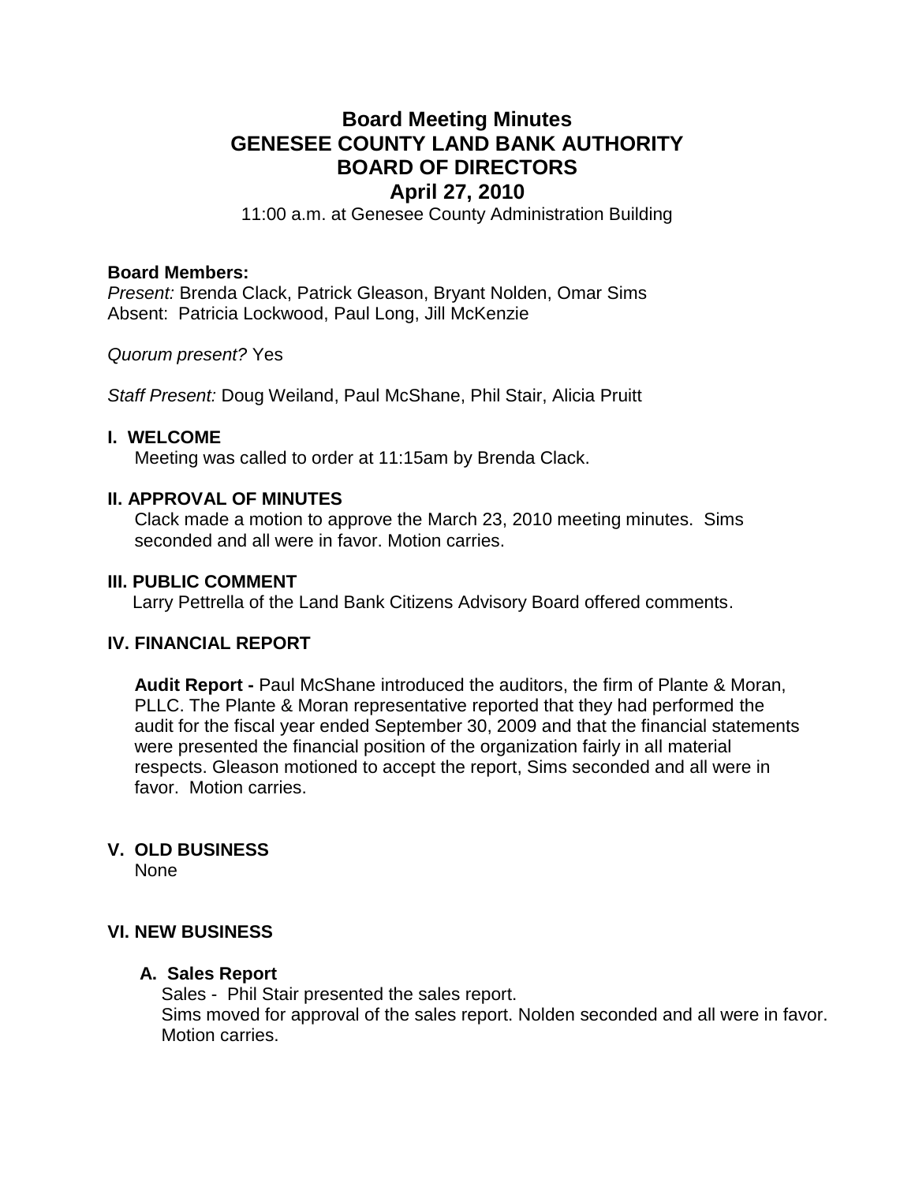# Board Meeting Minutes
# GENESEE COUNTY LAND BANK AUTHORITY
# BOARD OF DIRECTORS
## April 27, 2010

11:00 a.m. at Genesee County Administration Building

**Board Members:**
*Present:* Brenda Clack, Patrick Gleason, Bryant Nolden, Omar Sims
Absent: Patricia Lockwood, Paul Long, Jill McKenzie

*Quorum present?* Yes

*Staff Present:* Doug Weiland, Paul McShane, Phil Stair, Alicia Pruitt

### I. WELCOME

Meeting was called to order at 11:15am by Brenda Clack.

### II. APPROVAL OF MINUTES

Clack made a motion to approve the March 23, 2010 meeting minutes. Sims seconded and all were in favor. Motion carries.

### III. PUBLIC COMMENT

Larry Pettrella of the Land Bank Citizens Advisory Board offered comments.

### IV. FINANCIAL REPORT

**Audit Report -** Paul McShane introduced the auditors, the firm of Plante & Moran, PLLC. The Plante & Moran representative reported that they had performed the audit for the fiscal year ended September 30, 2009 and that the financial statements were presented the financial position of the organization fairly in all material respects. Gleason motioned to accept the report, Sims seconded and all were in favor. Motion carries.

### V. OLD BUSINESS

None

### VI. NEW BUSINESS

**A. Sales Report**

Sales - Phil Stair presented the sales report.
Sims moved for approval of the sales report. Nolden seconded and all were in favor. Motion carries.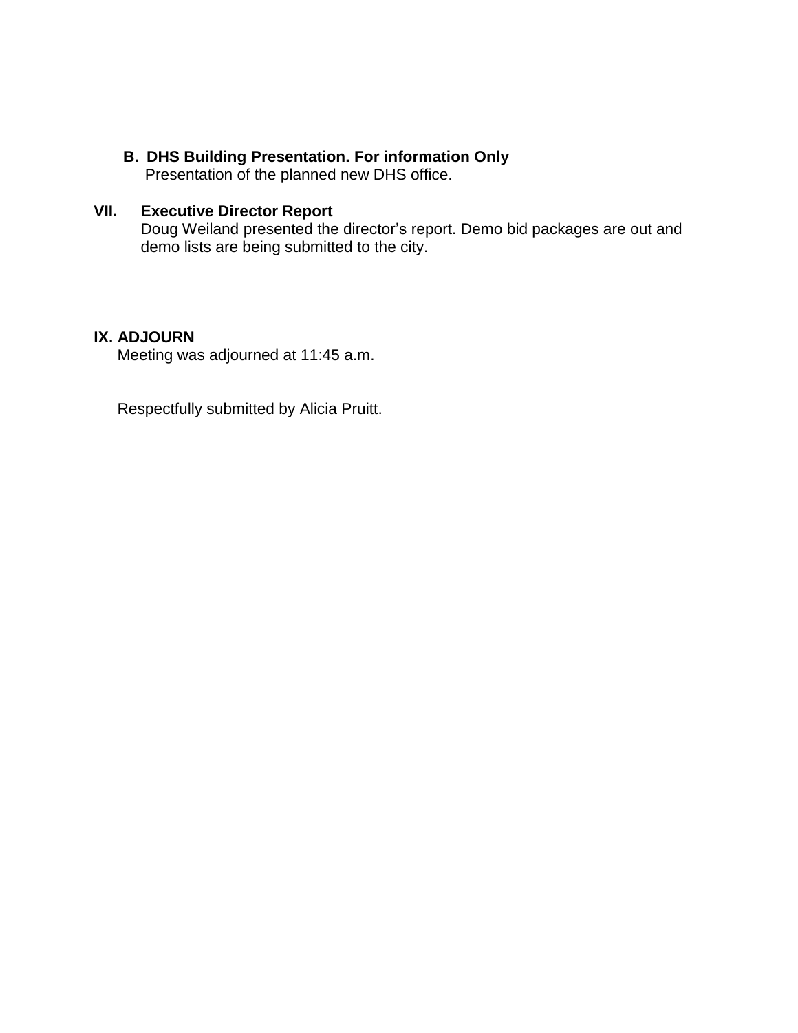**B. DHS Building Presentation. For information Only**

Presentation of the planned new DHS office.

## VII. Executive Director Report

Doug Weiland presented the director’s report. Demo bid packages are out and demo lists are being submitted to the city.

## IX. ADJOURN

Meeting was adjourned at 11:45 a.m.

Respectfully submitted by Alicia Pruitt.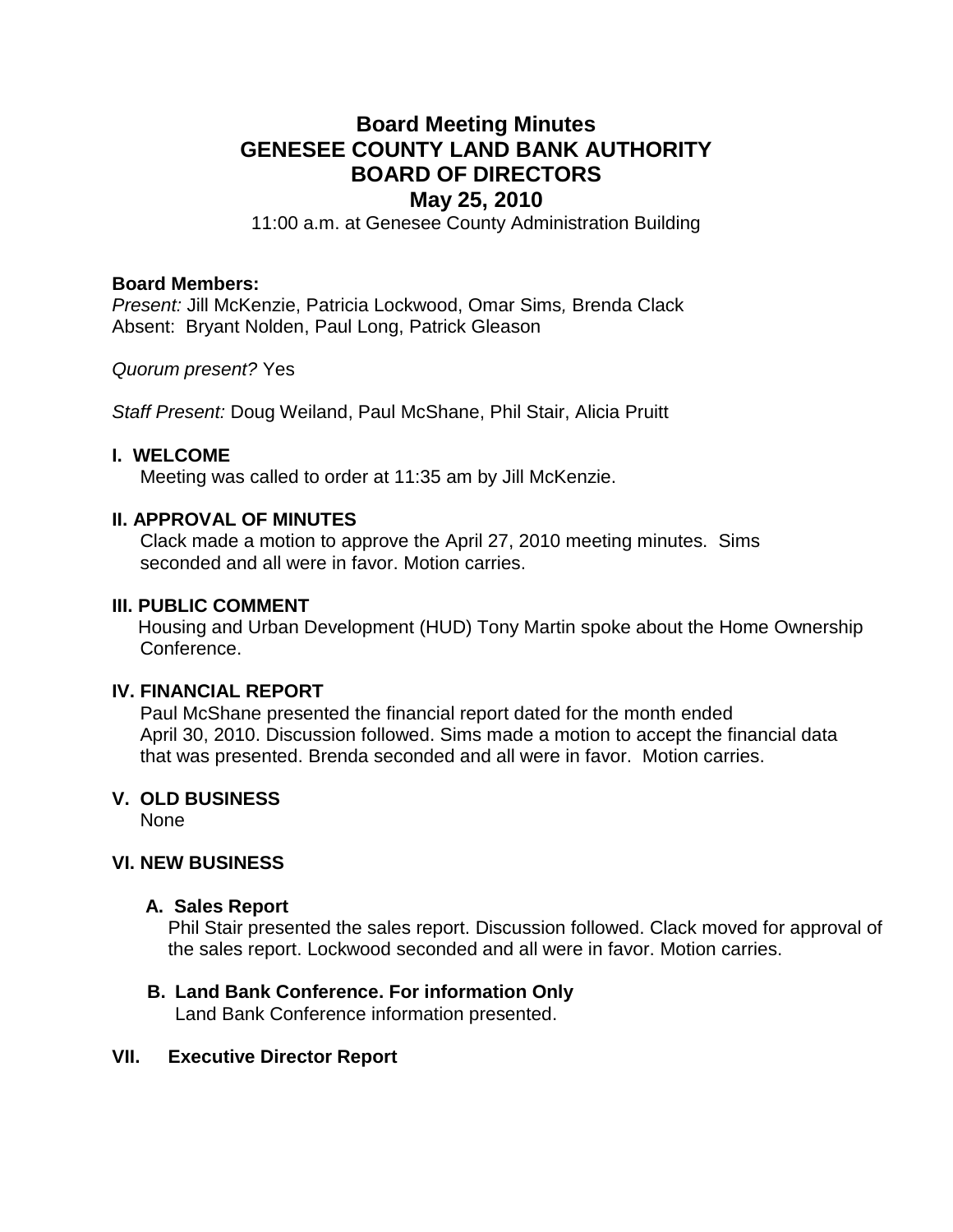# Board Meeting Minutes
# GENESEE COUNTY LAND BANK AUTHORITY
# BOARD OF DIRECTORS
## May 25, 2010

11:00 a.m. at Genesee County Administration Building

**Board Members:**
*Present:* Jill McKenzie, Patricia Lockwood, Omar Sims, Brenda Clack
Absent: Bryant Nolden, Paul Long, Patrick Gleason

*Quorum present?* Yes

*Staff Present:* Doug Weiland, Paul McShane, Phil Stair, Alicia Pruitt

### I. WELCOME

Meeting was called to order at 11:35 am by Jill McKenzie.

### II. APPROVAL OF MINUTES

Clack made a motion to approve the April 27, 2010 meeting minutes. Sims seconded and all were in favor. Motion carries.

### III. PUBLIC COMMENT

Housing and Urban Development (HUD) Tony Martin spoke about the Home Ownership Conference.

### IV. FINANCIAL REPORT

Paul McShane presented the financial report dated for the month ended April 30, 2010. Discussion followed. Sims made a motion to accept the financial data that was presented. Brenda seconded and all were in favor. Motion carries.

### V. OLD BUSINESS

None

### VI. NEW BUSINESS

#### A. Sales Report

Phil Stair presented the sales report. Discussion followed. Clack moved for approval of the sales report. Lockwood seconded and all were in favor. Motion carries.

#### B. Land Bank Conference. For information Only

Land Bank Conference information presented.

### VII. Executive Director Report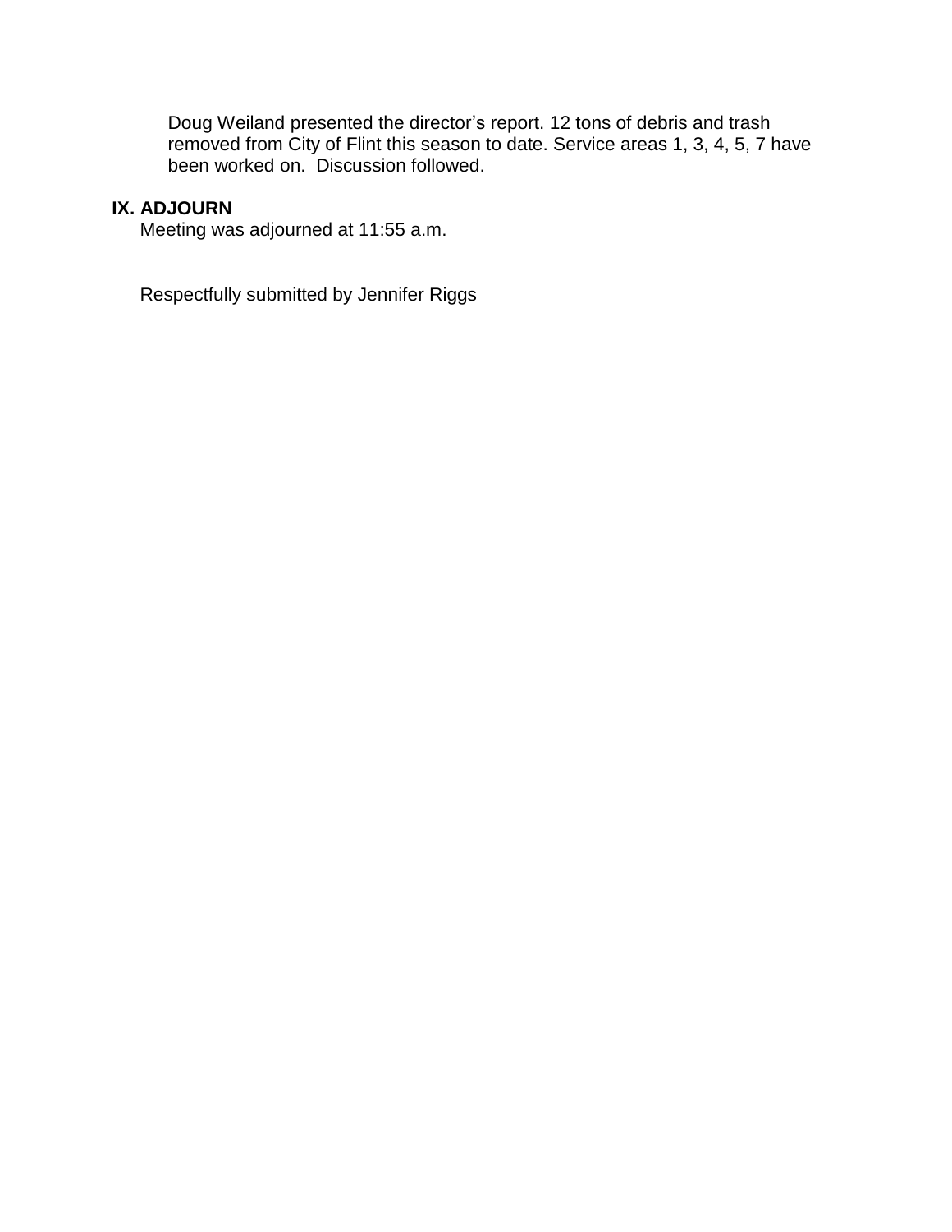Doug Weiland presented the director's report. 12 tons of debris and trash removed from City of Flint this season to date. Service areas 1, 3, 4, 5, 7 have been worked on. Discussion followed.

**IX. ADJOURN**

Meeting was adjourned at 11:55 a.m.

Respectfully submitted by Jennifer Riggs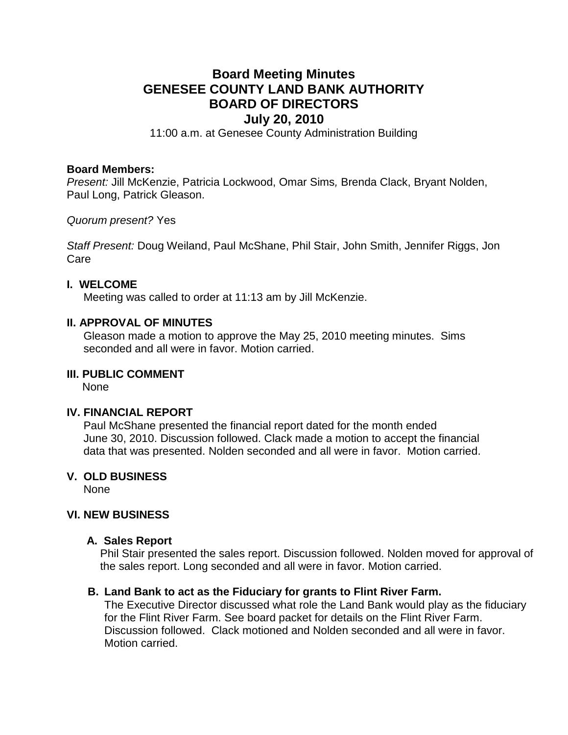# Board Meeting Minutes
# GENESEE COUNTY LAND BANK AUTHORITY
# BOARD OF DIRECTORS
# July 20, 2010

11:00 a.m. at Genesee County Administration Building

**Board Members:**
*Present:* Jill McKenzie, Patricia Lockwood, Omar Sims*,* Brenda Clack, Bryant Nolden, Paul Long, Patrick Gleason.

*Quorum present?* Yes

*Staff Present:* Doug Weiland, Paul McShane, Phil Stair, John Smith, Jennifer Riggs, Jon Care

## I. WELCOME

Meeting was called to order at 11:13 am by Jill McKenzie.

## II. APPROVAL OF MINUTES

Gleason made a motion to approve the May 25, 2010 meeting minutes. Sims seconded and all were in favor. Motion carried.

## III. PUBLIC COMMENT

None

## IV. FINANCIAL REPORT

Paul McShane presented the financial report dated for the month ended June 30, 2010. Discussion followed. Clack made a motion to accept the financial data that was presented. Nolden seconded and all were in favor. Motion carried.

## V. OLD BUSINESS

None

## VI. NEW BUSINESS

### A. Sales Report

Phil Stair presented the sales report. Discussion followed. Nolden moved for approval of the sales report. Long seconded and all were in favor. Motion carried.

### B. Land Bank to act as the Fiduciary for grants to Flint River Farm.

The Executive Director discussed what role the Land Bank would play as the fiduciary for the Flint River Farm. See board packet for details on the Flint River Farm. Discussion followed. Clack motioned and Nolden seconded and all were in favor. Motion carried.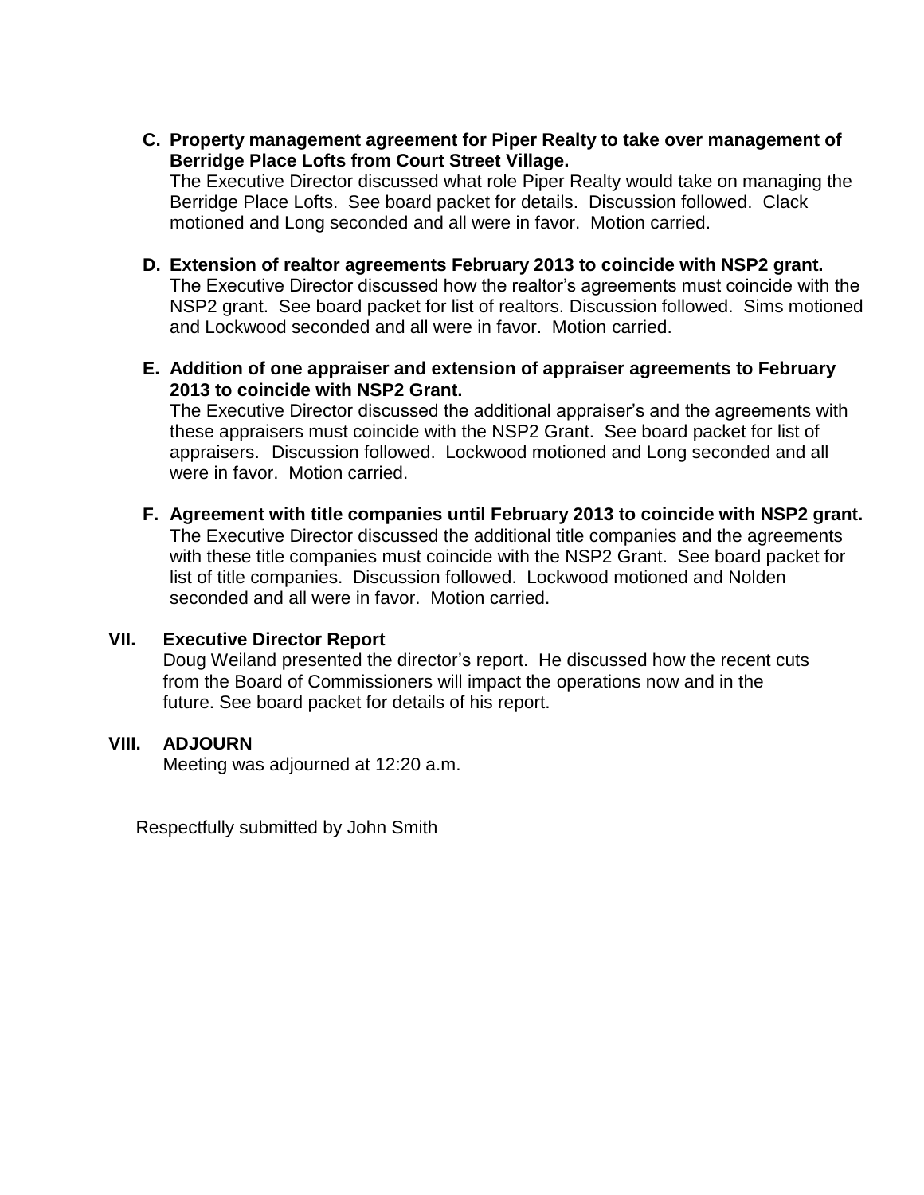**C. Property management agreement for Piper Realty to take over management of Berridge Place Lofts from Court Street Village.**

The Executive Director discussed what role Piper Realty would take on managing the Berridge Place Lofts. See board packet for details. Discussion followed. Clack motioned and Long seconded and all were in favor. Motion carried.

**D. Extension of realtor agreements February 2013 to coincide with NSP2 grant.**

The Executive Director discussed how the realtor's agreements must coincide with the NSP2 grant. See board packet for list of realtors. Discussion followed. Sims motioned and Lockwood seconded and all were in favor. Motion carried.

**E. Addition of one appraiser and extension of appraiser agreements to February 2013 to coincide with NSP2 Grant.**

The Executive Director discussed the additional appraiser's and the agreements with these appraisers must coincide with the NSP2 Grant. See board packet for list of appraisers. Discussion followed. Lockwood motioned and Long seconded and all were in favor. Motion carried.

**F. Agreement with title companies until February 2013 to coincide with NSP2 grant.**

The Executive Director discussed the additional title companies and the agreements with these title companies must coincide with the NSP2 Grant. See board packet for list of title companies. Discussion followed. Lockwood motioned and Nolden seconded and all were in favor. Motion carried.

## VII. Executive Director Report

Doug Weiland presented the director's report. He discussed how the recent cuts from the Board of Commissioners will impact the operations now and in the future. See board packet for details of his report.

## VIII. ADJOURN

Meeting was adjourned at 12:20 a.m.

Respectfully submitted by John Smith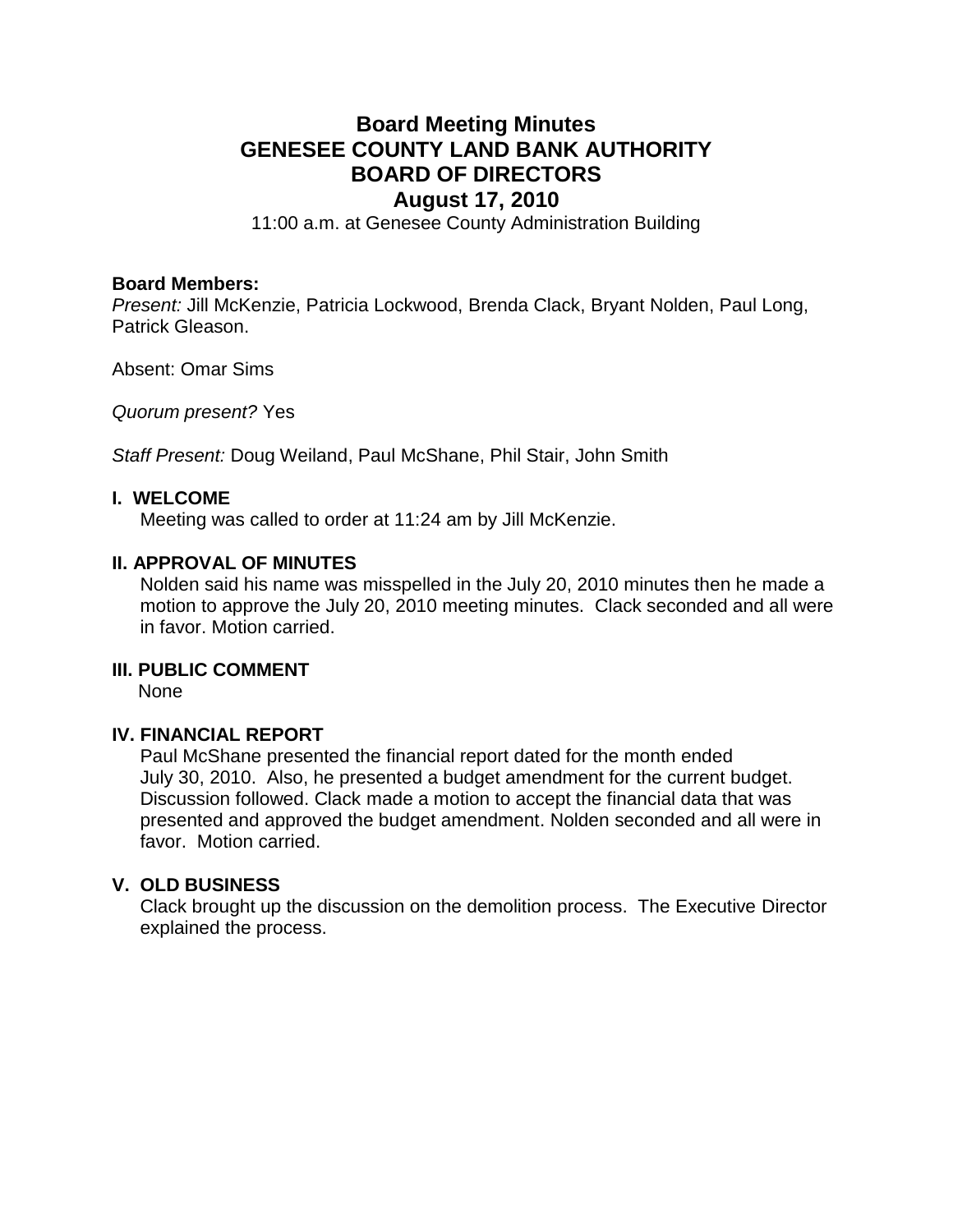# Board Meeting Minutes
# GENESEE COUNTY LAND BANK AUTHORITY
# BOARD OF DIRECTORS
# August 17, 2010

11:00 a.m. at Genesee County Administration Building

**Board Members:**
*Present:* Jill McKenzie, Patricia Lockwood, Brenda Clack, Bryant Nolden, Paul Long, Patrick Gleason.

Absent: Omar Sims

*Quorum present?* Yes

*Staff Present:* Doug Weiland, Paul McShane, Phil Stair, John Smith

## I. WELCOME

Meeting was called to order at 11:24 am by Jill McKenzie.

## II. APPROVAL OF MINUTES

Nolden said his name was misspelled in the July 20, 2010 minutes then he made a motion to approve the July 20, 2010 meeting minutes. Clack seconded and all were in favor. Motion carried.

## III. PUBLIC COMMENT

None

## IV. FINANCIAL REPORT

Paul McShane presented the financial report dated for the month ended July 30, 2010. Also, he presented a budget amendment for the current budget. Discussion followed. Clack made a motion to accept the financial data that was presented and approved the budget amendment. Nolden seconded and all were in favor. Motion carried.

## V. OLD BUSINESS

Clack brought up the discussion on the demolition process. The Executive Director explained the process.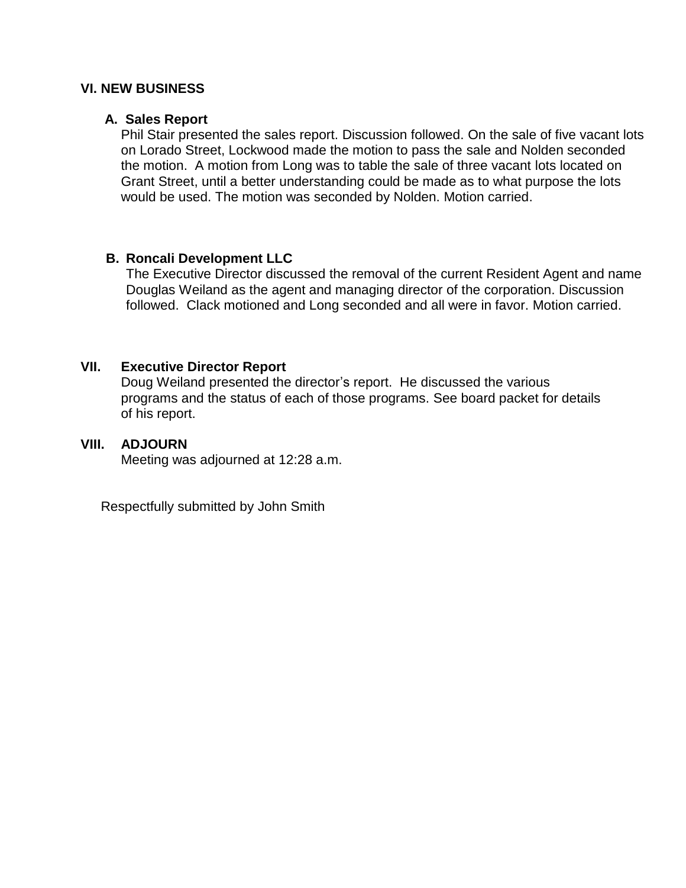## VI. NEW BUSINESS

### A. Sales Report

Phil Stair presented the sales report. Discussion followed. On the sale of five vacant lots on Lorado Street, Lockwood made the motion to pass the sale and Nolden seconded the motion. A motion from Long was to table the sale of three vacant lots located on Grant Street, until a better understanding could be made as to what purpose the lots would be used. The motion was seconded by Nolden. Motion carried.

### B. Roncali Development LLC

The Executive Director discussed the removal of the current Resident Agent and name Douglas Weiland as the agent and managing director of the corporation. Discussion followed. Clack motioned and Long seconded and all were in favor. Motion carried.

## VII. Executive Director Report

Doug Weiland presented the director's report. He discussed the various programs and the status of each of those programs. See board packet for details of his report.

## VIII. ADJOURN

Meeting was adjourned at 12:28 a.m.

Respectfully submitted by John Smith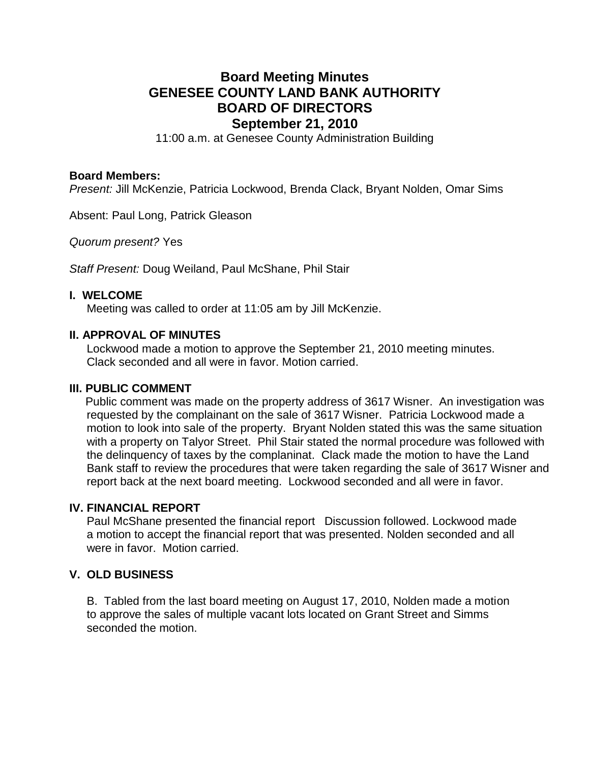# Board Meeting Minutes
# GENESEE COUNTY LAND BANK AUTHORITY
# BOARD OF DIRECTORS
# September 21, 2010

11:00 a.m. at Genesee County Administration Building

**Board Members:**

*Present:* Jill McKenzie, Patricia Lockwood, Brenda Clack, Bryant Nolden, Omar Sims

Absent: Paul Long, Patrick Gleason

*Quorum present?* Yes

*Staff Present:* Doug Weiland, Paul McShane, Phil Stair

## I. WELCOME

Meeting was called to order at 11:05 am by Jill McKenzie.

## II. APPROVAL OF MINUTES

Lockwood made a motion to approve the September 21, 2010 meeting minutes. Clack seconded and all were in favor. Motion carried.

## III. PUBLIC COMMENT

Public comment was made on the property address of 3617 Wisner. An investigation was requested by the complainant on the sale of 3617 Wisner. Patricia Lockwood made a motion to look into sale of the property. Bryant Nolden stated this was the same situation with a property on Talyor Street. Phil Stair stated the normal procedure was followed with the delinquency of taxes by the complaninat. Clack made the motion to have the Land Bank staff to review the procedures that were taken regarding the sale of 3617 Wisner and report back at the next board meeting. Lockwood seconded and all were in favor.

## IV. FINANCIAL REPORT

Paul McShane presented the financial report Discussion followed. Lockwood made a motion to accept the financial report that was presented. Nolden seconded and all were in favor. Motion carried.

## V. OLD BUSINESS

B. Tabled from the last board meeting on August 17, 2010, Nolden made a motion to approve the sales of multiple vacant lots located on Grant Street and Simms seconded the motion.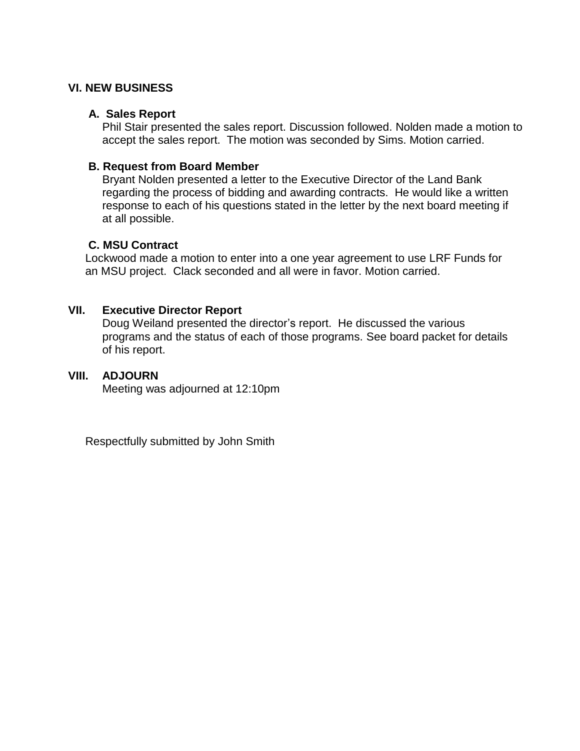## VI. NEW BUSINESS

### A. Sales Report

Phil Stair presented the sales report. Discussion followed. Nolden made a motion to accept the sales report. The motion was seconded by Sims. Motion carried.

### B. Request from Board Member

Bryant Nolden presented a letter to the Executive Director of the Land Bank regarding the process of bidding and awarding contracts. He would like a written response to each of his questions stated in the letter by the next board meeting if at all possible.

### C. MSU Contract

Lockwood made a motion to enter into a one year agreement to use LRF Funds for an MSU project. Clack seconded and all were in favor. Motion carried.

## VII. Executive Director Report

Doug Weiland presented the director's report. He discussed the various programs and the status of each of those programs. See board packet for details of his report.

## VIII. ADJOURN

Meeting was adjourned at 12:10pm

Respectfully submitted by John Smith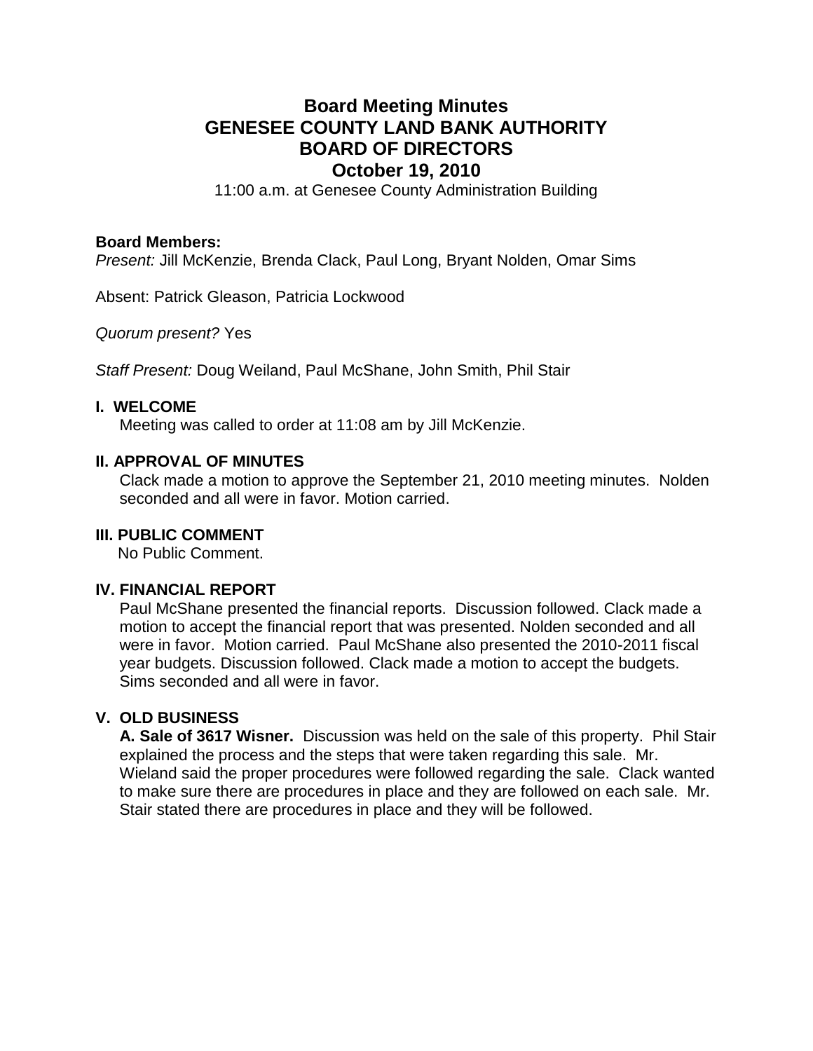# Board Meeting Minutes
# GENESEE COUNTY LAND BANK AUTHORITY
# BOARD OF DIRECTORS
# October 19, 2010

11:00 a.m. at Genesee County Administration Building

**Board Members:**

*Present:* Jill McKenzie, Brenda Clack, Paul Long, Bryant Nolden, Omar Sims

Absent: Patrick Gleason, Patricia Lockwood

*Quorum present?* Yes

*Staff Present:* Doug Weiland, Paul McShane, John Smith, Phil Stair

## I. WELCOME

Meeting was called to order at 11:08 am by Jill McKenzie.

## II. APPROVAL OF MINUTES

Clack made a motion to approve the September 21, 2010 meeting minutes. Nolden seconded and all were in favor. Motion carried.

## III. PUBLIC COMMENT

No Public Comment.

## IV. FINANCIAL REPORT

Paul McShane presented the financial reports. Discussion followed. Clack made a motion to accept the financial report that was presented. Nolden seconded and all were in favor. Motion carried. Paul McShane also presented the 2010-2011 fiscal year budgets. Discussion followed. Clack made a motion to accept the budgets. Sims seconded and all were in favor.

## V. OLD BUSINESS

**A. Sale of 3617 Wisner.** Discussion was held on the sale of this property. Phil Stair explained the process and the steps that were taken regarding this sale. Mr. Wieland said the proper procedures were followed regarding the sale. Clack wanted to make sure there are procedures in place and they are followed on each sale. Mr. Stair stated there are procedures in place and they will be followed.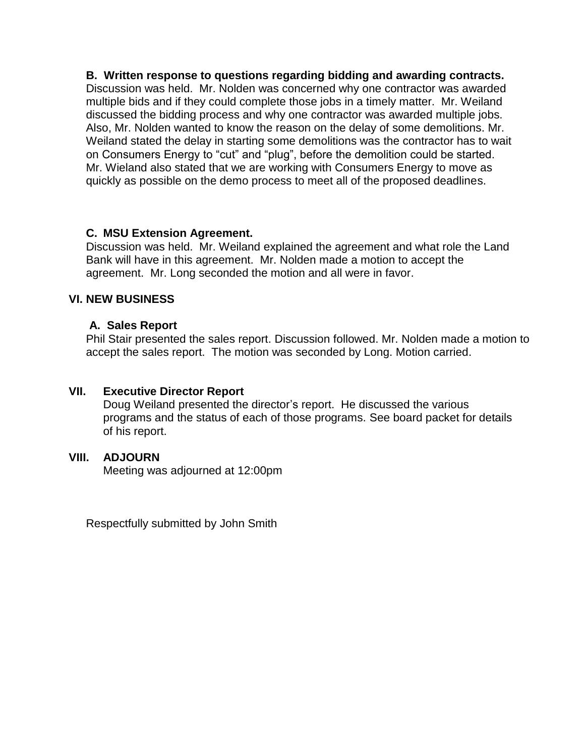**B. Written response to questions regarding bidding and awarding contracts.**
Discussion was held. Mr. Nolden was concerned why one contractor was awarded multiple bids and if they could complete those jobs in a timely matter. Mr. Weiland discussed the bidding process and why one contractor was awarded multiple jobs. Also, Mr. Nolden wanted to know the reason on the delay of some demolitions. Mr. Weiland stated the delay in starting some demolitions was the contractor has to wait on Consumers Energy to "cut" and "plug", before the demolition could be started. Mr. Wieland also stated that we are working with Consumers Energy to move as quickly as possible on the demo process to meet all of the proposed deadlines.

**C. MSU Extension Agreement.**
Discussion was held. Mr. Weiland explained the agreement and what role the Land Bank will have in this agreement. Mr. Nolden made a motion to accept the agreement. Mr. Long seconded the motion and all were in favor.

## VI. NEW BUSINESS

**A. Sales Report**
Phil Stair presented the sales report. Discussion followed. Mr. Nolden made a motion to accept the sales report. The motion was seconded by Long. Motion carried.

## VII. Executive Director Report

Doug Weiland presented the director's report. He discussed the various programs and the status of each of those programs. See board packet for details of his report.

## VIII. ADJOURN

Meeting was adjourned at 12:00pm

Respectfully submitted by John Smith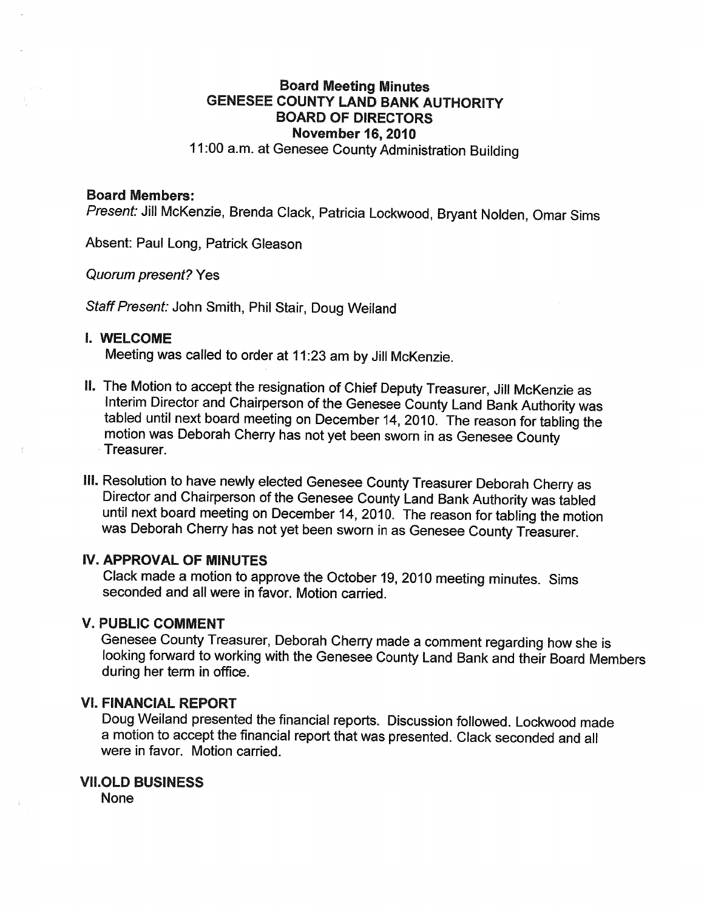# Board Meeting Minutes
## GENESEE COUNTY LAND BANK AUTHORITY
## BOARD OF DIRECTORS
## November 16, 2010

11:00 a.m. at Genesee County Administration Building

**Board Members:**

*Present:* Jill McKenzie, Brenda Clack, Patricia Lockwood, Bryant Nolden, Omar Sims

Absent: Paul Long, Patrick Gleason

*Quorum present?* Yes

*Staff Present:* John Smith, Phil Stair, Doug Weiland

**I. WELCOME**

Meeting was called to order at 11:23 am by Jill McKenzie.

**II.** The Motion to accept the resignation of Chief Deputy Treasurer, Jill McKenzie as Interim Director and Chairperson of the Genesee County Land Bank Authority was tabled until next board meeting on December 14, 2010. The reason for tabling the motion was Deborah Cherry has not yet been sworn in as Genesee County Treasurer.

**III.** Resolution to have newly elected Genesee County Treasurer Deborah Cherry as Director and Chairperson of the Genesee County Land Bank Authority was tabled until next board meeting on December 14, 2010. The reason for tabling the motion was Deborah Cherry has not yet been sworn in as Genesee County Treasurer.

**IV. APPROVAL OF MINUTES**

Clack made a motion to approve the October 19, 2010 meeting minutes. Sims seconded and all were in favor. Motion carried.

**V. PUBLIC COMMENT**

Genesee County Treasurer, Deborah Cherry made a comment regarding how she is looking forward to working with the Genesee County Land Bank and their Board Members during her term in office.

**VI. FINANCIAL REPORT**

Doug Weiland presented the financial reports. Discussion followed. Lockwood made a motion to accept the financial report that was presented. Clack seconded and all were in favor. Motion carried.

**VII.OLD BUSINESS**

None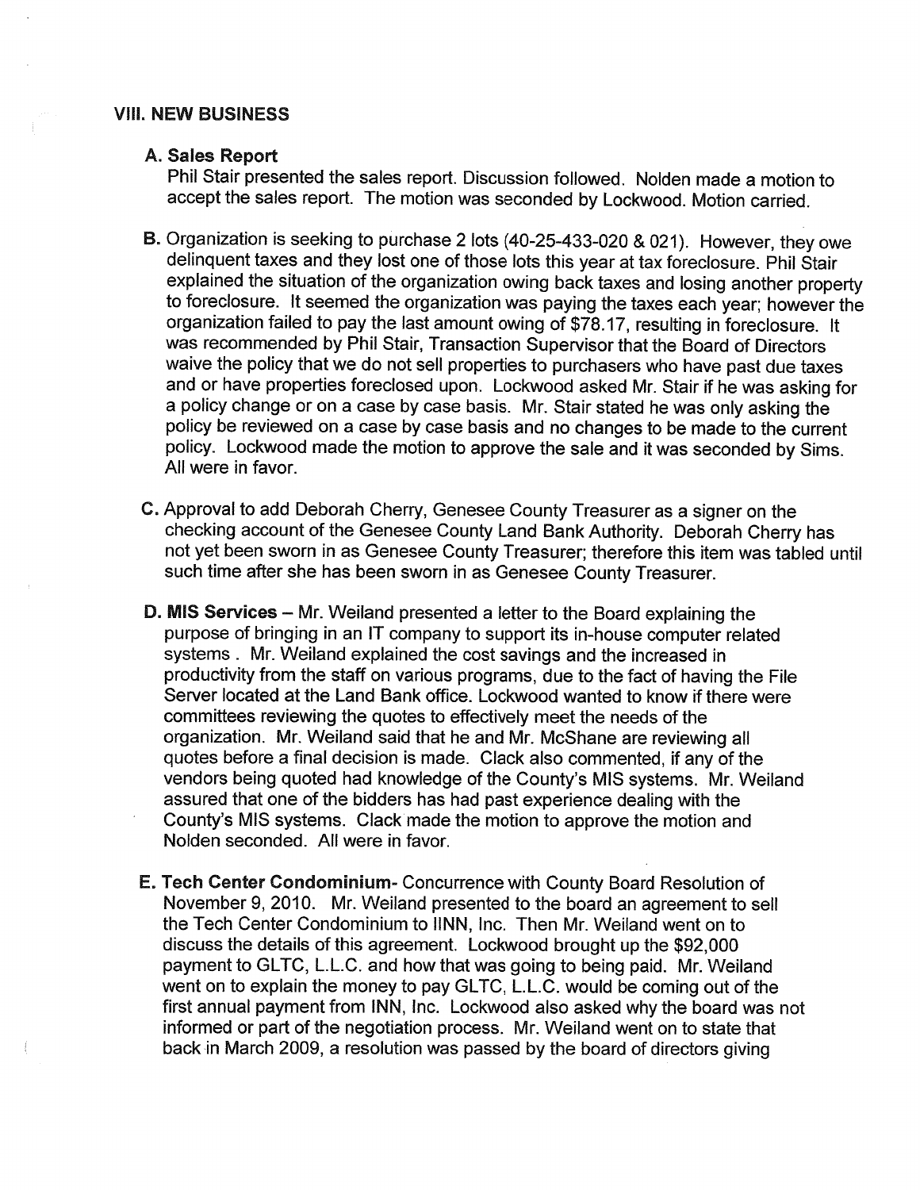## VIII. NEW BUSINESS

**A. Sales Report**
Phil Stair presented the sales report. Discussion followed. Nolden made a motion to accept the sales report. The motion was seconded by Lockwood. Motion carried.

**B.** Organization is seeking to purchase 2 lots (40-25-433-020 & 021). However, they owe delinquent taxes and they lost one of those lots this year at tax foreclosure. Phil Stair explained the situation of the organization owing back taxes and losing another property to foreclosure. It seemed the organization was paying the taxes each year; however the organization failed to pay the last amount owing of $78.17, resulting in foreclosure. It was recommended by Phil Stair, Transaction Supervisor that the Board of Directors waive the policy that we do not sell properties to purchasers who have past due taxes and or have properties foreclosed upon. Lockwood asked Mr. Stair if he was asking for a policy change or on a case by case basis. Mr. Stair stated he was only asking the policy be reviewed on a case by case basis and no changes to be made to the current policy. Lockwood made the motion to approve the sale and it was seconded by Sims. All were in favor.

**C.** Approval to add Deborah Cherry, Genesee County Treasurer as a signer on the checking account of the Genesee County Land Bank Authority. Deborah Cherry has not yet been sworn in as Genesee County Treasurer; therefore this item was tabled until such time after she has been sworn in as Genesee County Treasurer.

**D. MIS Services** – Mr. Weiland presented a letter to the Board explaining the purpose of bringing in an IT company to support its in-house computer related systems . Mr. Weiland explained the cost savings and the increased in productivity from the staff on various programs, due to the fact of having the File Server located at the Land Bank office. Lockwood wanted to know if there were committees reviewing the quotes to effectively meet the needs of the organization. Mr. Weiland said that he and Mr. McShane are reviewing all quotes before a final decision is made. Clack also commented, if any of the vendors being quoted had knowledge of the County's MIS systems. Mr. Weiland assured that one of the bidders has had past experience dealing with the County's MIS systems. Clack made the motion to approve the motion and Nolden seconded. All were in favor.

**E. Tech Center Condominium**- Concurrence with County Board Resolution of November 9, 2010. Mr. Weiland presented to the board an agreement to sell the Tech Center Condominium to IINN, Inc. Then Mr. Weiland went on to discuss the details of this agreement. Lockwood brought up the $92,000 payment to GLTC, L.L.C. and how that was going to being paid. Mr. Weiland went on to explain the money to pay GLTC, L.L.C. would be coming out of the first annual payment from INN, Inc. Lockwood also asked why the board was not informed or part of the negotiation process. Mr. Weiland went on to state that back in March 2009, a resolution was passed by the board of directors giving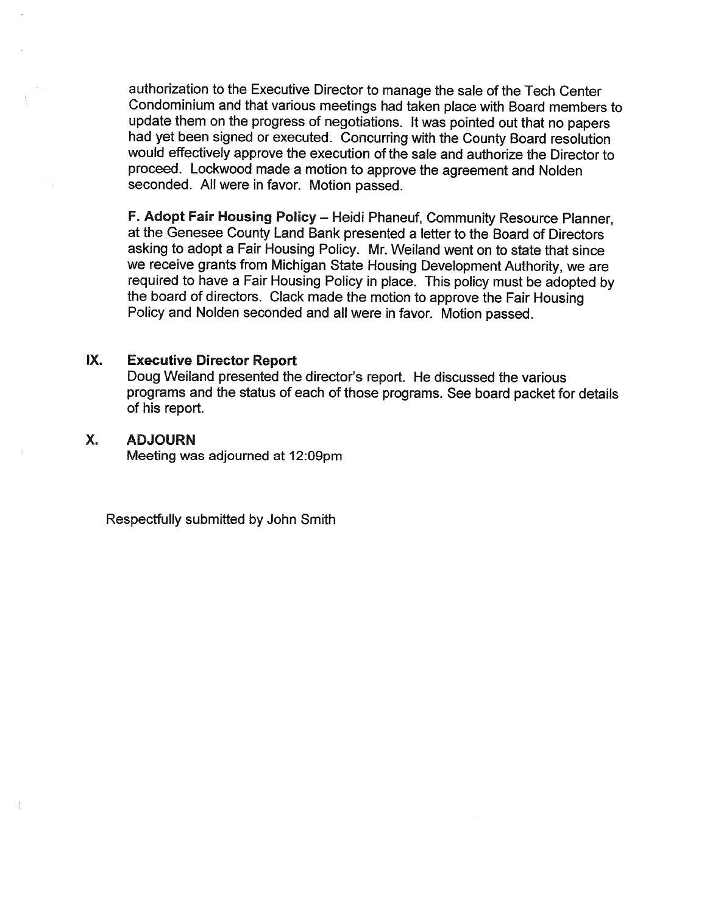authorization to the Executive Director to manage the sale of the Tech Center Condominium and that various meetings had taken place with Board members to update them on the progress of negotiations. It was pointed out that no papers had yet been signed or executed. Concurring with the County Board resolution would effectively approve the execution of the sale and authorize the Director to proceed. Lockwood made a motion to approve the agreement and Nolden seconded. All were in favor. Motion passed.

**F. Adopt Fair Housing Policy** – Heidi Phaneuf, Community Resource Planner, at the Genesee County Land Bank presented a letter to the Board of Directors asking to adopt a Fair Housing Policy. Mr. Weiland went on to state that since we receive grants from Michigan State Housing Development Authority, we are required to have a Fair Housing Policy in place. This policy must be adopted by the board of directors. Clack made the motion to approve the Fair Housing Policy and Nolden seconded and all were in favor. Motion passed.

## IX. Executive Director Report

Doug Weiland presented the director's report. He discussed the various programs and the status of each of those programs. See board packet for details of his report.

## X. ADJOURN

Meeting was adjourned at 12:09pm

Respectfully submitted by John Smith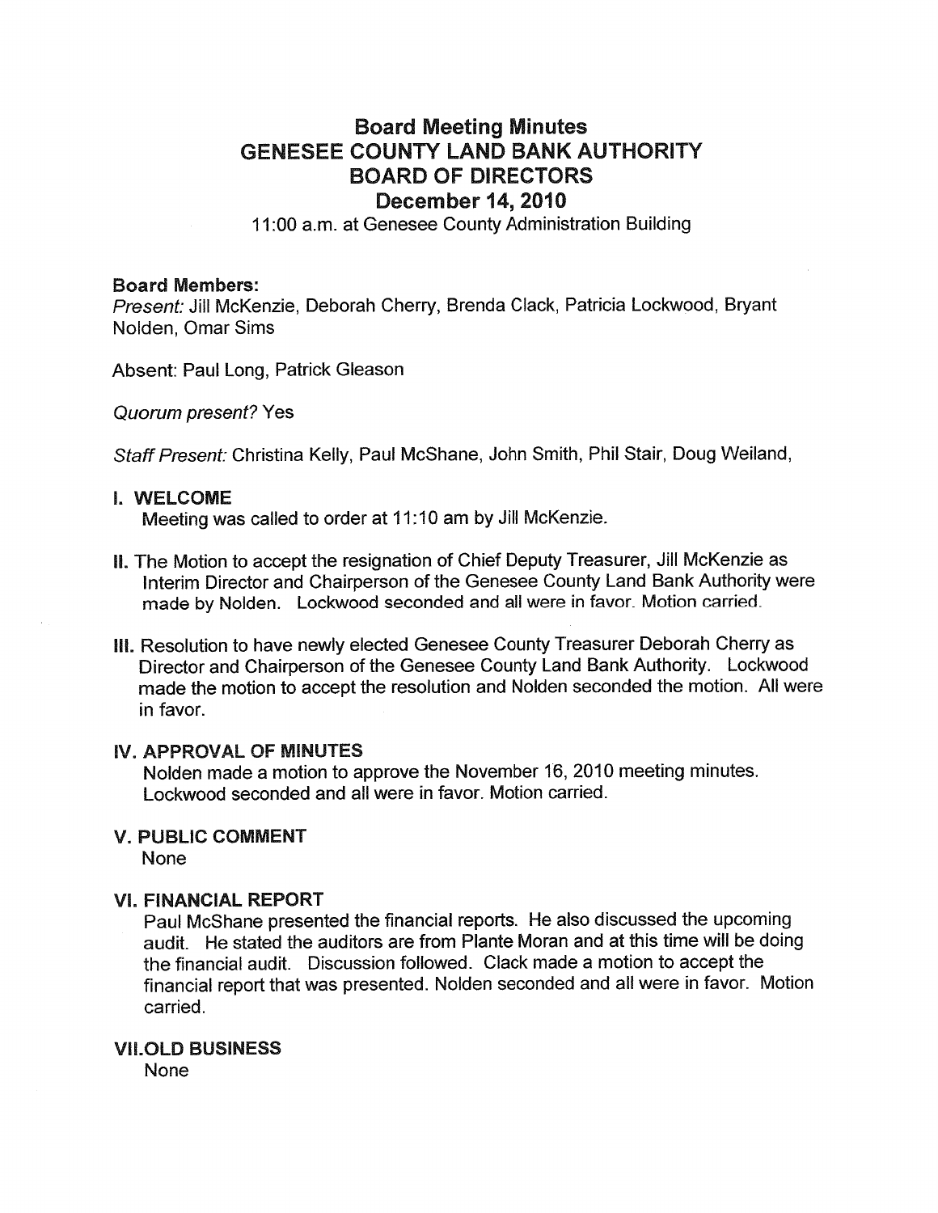# Board Meeting Minutes
# GENESEE COUNTY LAND BANK AUTHORITY
# BOARD OF DIRECTORS
## December 14, 2010

11:00 a.m. at Genesee County Administration Building

**Board Members:**

*Present:* Jill McKenzie, Deborah Cherry, Brenda Clack, Patricia Lockwood, Bryant Nolden, Omar Sims

Absent: Paul Long, Patrick Gleason

*Quorum present?* Yes

*Staff Present:* Christina Kelly, Paul McShane, John Smith, Phil Stair, Doug Weiland,

**I. WELCOME**

Meeting was called to order at 11:10 am by Jill McKenzie.

**II.** The Motion to accept the resignation of Chief Deputy Treasurer, Jill McKenzie as Interim Director and Chairperson of the Genesee County Land Bank Authority were made by Nolden. Lockwood seconded and all were in favor. Motion carried.

**III.** Resolution to have newly elected Genesee County Treasurer Deborah Cherry as Director and Chairperson of the Genesee County Land Bank Authority. Lockwood made the motion to accept the resolution and Nolden seconded the motion. All were in favor.

**IV. APPROVAL OF MINUTES**

Nolden made a motion to approve the November 16, 2010 meeting minutes. Lockwood seconded and all were in favor. Motion carried.

**V. PUBLIC COMMENT**

None

**VI. FINANCIAL REPORT**

Paul McShane presented the financial reports. He also discussed the upcoming audit. He stated the auditors are from Plante Moran and at this time will be doing the financial audit. Discussion followed. Clack made a motion to accept the financial report that was presented. Nolden seconded and all were in favor. Motion carried.

**VII.OLD BUSINESS**

None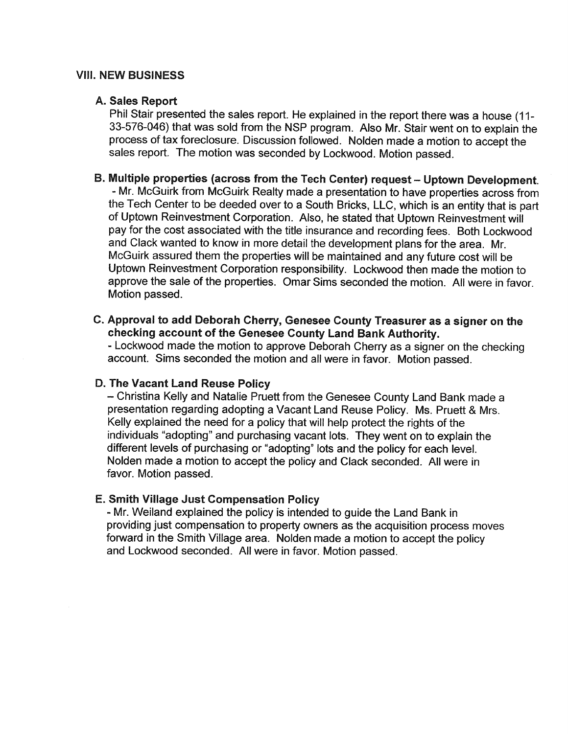## VIII. NEW BUSINESS

### A. Sales Report

Phil Stair presented the sales report. He explained in the report there was a house (11-33-576-046) that was sold from the NSP program. Also Mr. Stair went on to explain the process of tax foreclosure. Discussion followed. Nolden made a motion to accept the sales report. The motion was seconded by Lockwood. Motion passed.

### B. Multiple properties (across from the Tech Center) request – Uptown Development.

- Mr. McGuirk from McGuirk Realty made a presentation to have properties across from the Tech Center to be deeded over to a South Bricks, LLC, which is an entity that is part of Uptown Reinvestment Corporation. Also, he stated that Uptown Reinvestment will pay for the cost associated with the title insurance and recording fees. Both Lockwood and Clack wanted to know in more detail the development plans for the area. Mr. McGuirk assured them the properties will be maintained and any future cost will be Uptown Reinvestment Corporation responsibility. Lockwood then made the motion to approve the sale of the properties. Omar Sims seconded the motion. All were in favor. Motion passed.

### C. Approval to add Deborah Cherry, Genesee County Treasurer as a signer on the checking account of the Genesee County Land Bank Authority.

- Lockwood made the motion to approve Deborah Cherry as a signer on the checking account. Sims seconded the motion and all were in favor. Motion passed.

### D. The Vacant Land Reuse Policy

– Christina Kelly and Natalie Pruett from the Genesee County Land Bank made a presentation regarding adopting a Vacant Land Reuse Policy. Ms. Pruett & Mrs. Kelly explained the need for a policy that will help protect the rights of the individuals "adopting" and purchasing vacant lots. They went on to explain the different levels of purchasing or "adopting" lots and the policy for each level. Nolden made a motion to accept the policy and Clack seconded. All were in favor. Motion passed.

### E. Smith Village Just Compensation Policy

- Mr. Weiland explained the policy is intended to guide the Land Bank in providing just compensation to property owners as the acquisition process moves forward in the Smith Village area. Nolden made a motion to accept the policy and Lockwood seconded. All were in favor. Motion passed.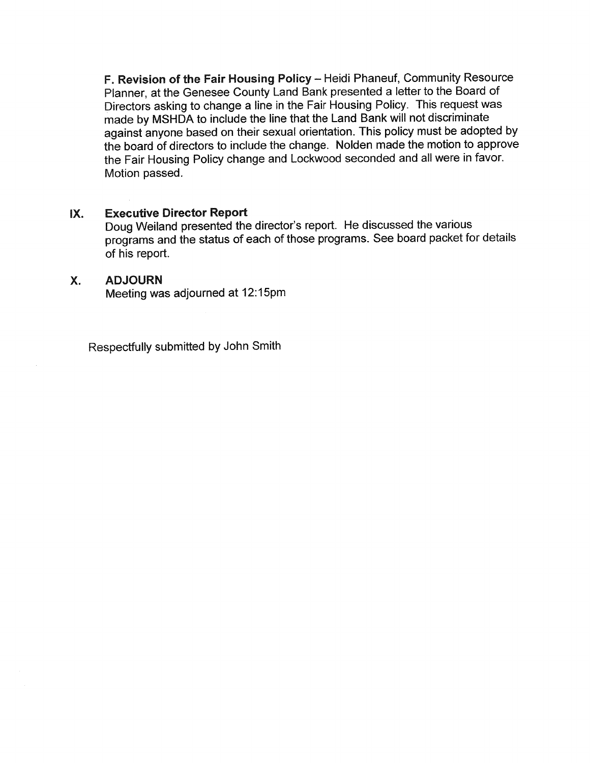**F. Revision of the Fair Housing Policy** – Heidi Phaneuf, Community Resource Planner, at the Genesee County Land Bank presented a letter to the Board of Directors asking to change a line in the Fair Housing Policy. This request was made by MSHDA to include the line that the Land Bank will not discriminate against anyone based on their sexual orientation. This policy must be adopted by the board of directors to include the change. Nolden made the motion to approve the Fair Housing Policy change and Lockwood seconded and all were in favor. Motion passed.

## IX. Executive Director Report

Doug Weiland presented the director's report. He discussed the various programs and the status of each of those programs. See board packet for details of his report.

## X. ADJOURN

Meeting was adjourned at 12:15pm

Respectfully submitted by John Smith